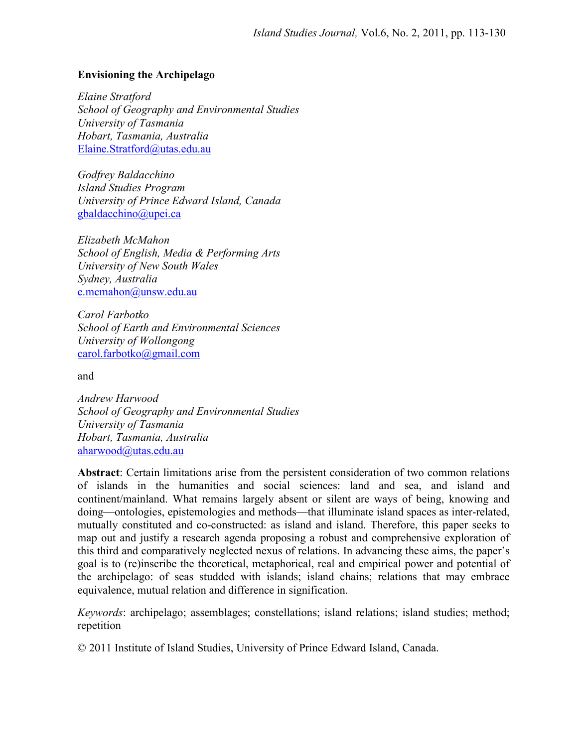# Envisioning the Archipelago

*Elaine Stratford*
*School of Geography and Environmental Studies*
*University of Tasmania*
*Hobart, Tasmania, Australia*
Elaine.Stratford@utas.edu.au

*Godfrey Baldacchino*
*Island Studies Program*
*University of Prince Edward Island, Canada*
gbaldacchino@upei.ca

*Elizabeth McMahon*
*School of English, Media & Performing Arts*
*University of New South Wales*
*Sydney, Australia*
e.mcmahon@unsw.edu.au

*Carol Farbotko*
*School of Earth and Environmental Sciences*
*University of Wollongong*
carol.farbotko@gmail.com

and

*Andrew Harwood*
*School of Geography and Environmental Studies*
*University of Tasmania*
*Hobart, Tasmania, Australia*
aharwood@utas.edu.au

**Abstract**: Certain limitations arise from the persistent consideration of two common relations of islands in the humanities and social sciences: land and sea, and island and continent/mainland. What remains largely absent or silent are ways of being, knowing and doing—ontologies, epistemologies and methods—that illuminate island spaces as inter-related, mutually constituted and co-constructed: as island and island. Therefore, this paper seeks to map out and justify a research agenda proposing a robust and comprehensive exploration of this third and comparatively neglected nexus of relations. In advancing these aims, the paper's goal is to (re)inscribe the theoretical, metaphorical, real and empirical power and potential of the archipelago: of seas studded with islands; island chains; relations that may embrace equivalence, mutual relation and difference in signification.

*Keywords*: archipelago; assemblages; constellations; island relations; island studies; method; repetition

© 2011 Institute of Island Studies, University of Prince Edward Island, Canada.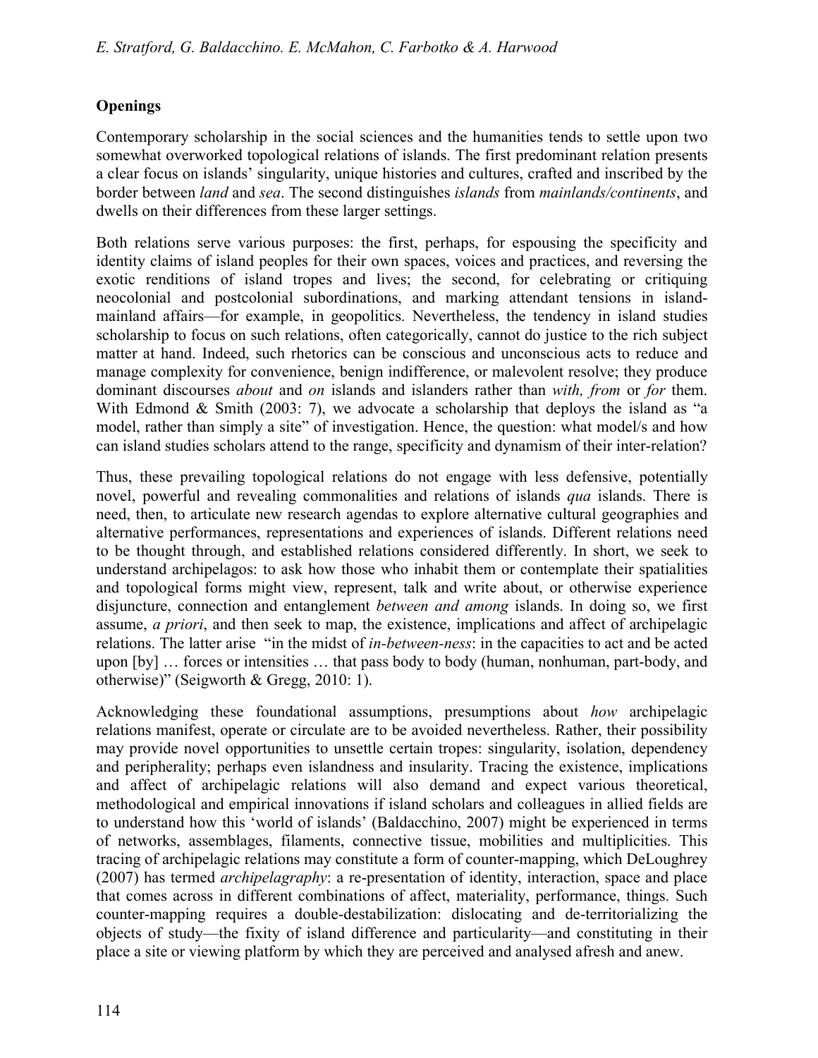## Openings

Contemporary scholarship in the social sciences and the humanities tends to settle upon two somewhat overworked topological relations of islands. The first predominant relation presents a clear focus on islands' singularity, unique histories and cultures, crafted and inscribed by the border between *land* and *sea*. The second distinguishes *islands* from *mainlands/continents*, and dwells on their differences from these larger settings.

Both relations serve various purposes: the first, perhaps, for espousing the specificity and identity claims of island peoples for their own spaces, voices and practices, and reversing the exotic renditions of island tropes and lives; the second, for celebrating or critiquing neocolonial and postcolonial subordinations, and marking attendant tensions in island-mainland affairs—for example, in geopolitics. Nevertheless, the tendency in island studies scholarship to focus on such relations, often categorically, cannot do justice to the rich subject matter at hand. Indeed, such rhetorics can be conscious and unconscious acts to reduce and manage complexity for convenience, benign indifference, or malevolent resolve; they produce dominant discourses *about* and *on* islands and islanders rather than *with, from* or *for* them. With Edmond & Smith (2003: 7), we advocate a scholarship that deploys the island as "a model, rather than simply a site" of investigation. Hence, the question: what model/s and how can island studies scholars attend to the range, specificity and dynamism of their inter-relation?

Thus, these prevailing topological relations do not engage with less defensive, potentially novel, powerful and revealing commonalities and relations of islands *qua* islands. There is need, then, to articulate new research agendas to explore alternative cultural geographies and alternative performances, representations and experiences of islands. Different relations need to be thought through, and established relations considered differently. In short, we seek to understand archipelagos: to ask how those who inhabit them or contemplate their spatialities and topological forms might view, represent, talk and write about, or otherwise experience disjuncture, connection and entanglement *between and among* islands. In doing so, we first assume, *a priori*, and then seek to map, the existence, implications and affect of archipelagic relations. The latter arise "in the midst of *in-between-ness*: in the capacities to act and be acted upon [by] … forces or intensities … that pass body to body (human, nonhuman, part-body, and otherwise)" (Seigworth & Gregg, 2010: 1).

Acknowledging these foundational assumptions, presumptions about *how* archipelagic relations manifest, operate or circulate are to be avoided nevertheless. Rather, their possibility may provide novel opportunities to unsettle certain tropes: singularity, isolation, dependency and peripherality; perhaps even islandness and insularity. Tracing the existence, implications and affect of archipelagic relations will also demand and expect various theoretical, methodological and empirical innovations if island scholars and colleagues in allied fields are to understand how this 'world of islands' (Baldacchino, 2007) might be experienced in terms of networks, assemblages, filaments, connective tissue, mobilities and multiplicities. This tracing of archipelagic relations may constitute a form of counter-mapping, which DeLoughrey (2007) has termed *archipelagraphy*: a re-presentation of identity, interaction, space and place that comes across in different combinations of affect, materiality, performance, things. Such counter-mapping requires a double-destabilization: dislocating and de-territorializing the objects of study—the fixity of island difference and particularity—and constituting in their place a site or viewing platform by which they are perceived and analysed afresh and anew.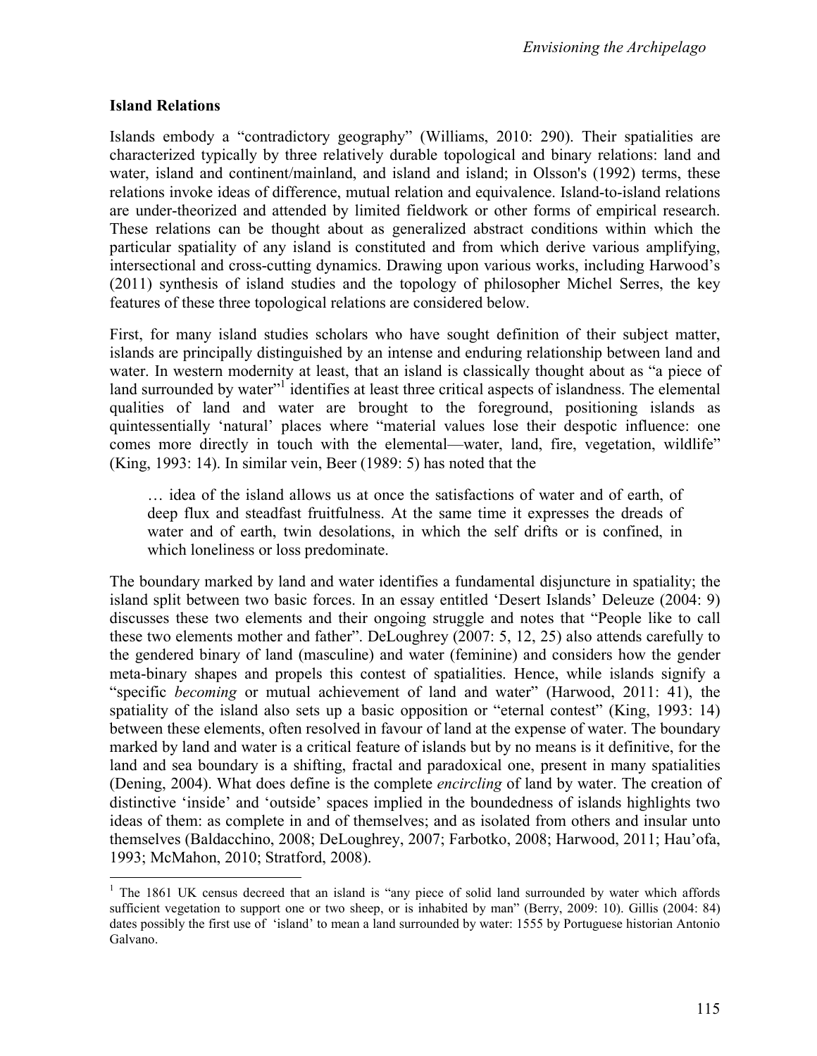## Island Relations

Islands embody a "contradictory geography" (Williams, 2010: 290). Their spatialities are characterized typically by three relatively durable topological and binary relations: land and water, island and continent/mainland, and island and island; in Olsson's (1992) terms, these relations invoke ideas of difference, mutual relation and equivalence. Island-to-island relations are under-theorized and attended by limited fieldwork or other forms of empirical research. These relations can be thought about as generalized abstract conditions within which the particular spatiality of any island is constituted and from which derive various amplifying, intersectional and cross-cutting dynamics. Drawing upon various works, including Harwood's (2011) synthesis of island studies and the topology of philosopher Michel Serres, the key features of these three topological relations are considered below.

First, for many island studies scholars who have sought definition of their subject matter, islands are principally distinguished by an intense and enduring relationship between land and water. In western modernity at least, that an island is classically thought about as "a piece of land surrounded by water"[1] identifies at least three critical aspects of islandness. The elemental qualities of land and water are brought to the foreground, positioning islands as quintessentially 'natural' places where "material values lose their despotic influence: one comes more directly in touch with the elemental—water, land, fire, vegetation, wildlife" (King, 1993: 14). In similar vein, Beer (1989: 5) has noted that the

> … idea of the island allows us at once the satisfactions of water and of earth, of deep flux and steadfast fruitfulness. At the same time it expresses the dreads of water and of earth, twin desolations, in which the self drifts or is confined, in which loneliness or loss predominate.

The boundary marked by land and water identifies a fundamental disjuncture in spatiality; the island split between two basic forces. In an essay entitled 'Desert Islands' Deleuze (2004: 9) discusses these two elements and their ongoing struggle and notes that "People like to call these two elements mother and father". DeLoughrey (2007: 5, 12, 25) also attends carefully to the gendered binary of land (masculine) and water (feminine) and considers how the gender meta-binary shapes and propels this contest of spatialities. Hence, while islands signify a "specific *becoming* or mutual achievement of land and water" (Harwood, 2011: 41), the spatiality of the island also sets up a basic opposition or "eternal contest" (King, 1993: 14) between these elements, often resolved in favour of land at the expense of water. The boundary marked by land and water is a critical feature of islands but by no means is it definitive, for the land and sea boundary is a shifting, fractal and paradoxical one, present in many spatialities (Dening, 2004). What does define is the complete *encircling* of land by water. The creation of distinctive 'inside' and 'outside' spaces implied in the boundedness of islands highlights two ideas of them: as complete in and of themselves; and as isolated from others and insular unto themselves (Baldacchino, 2008; DeLoughrey, 2007; Farbotko, 2008; Harwood, 2011; Hau'ofa, 1993; McMahon, 2010; Stratford, 2008).

---

[1] The 1861 UK census decreed that an island is "any piece of solid land surrounded by water which affords sufficient vegetation to support one or two sheep, or is inhabited by man" (Berry, 2009: 10). Gillis (2004: 84) dates possibly the first use of 'island' to mean a land surrounded by water: 1555 by Portuguese historian Antonio Galvano.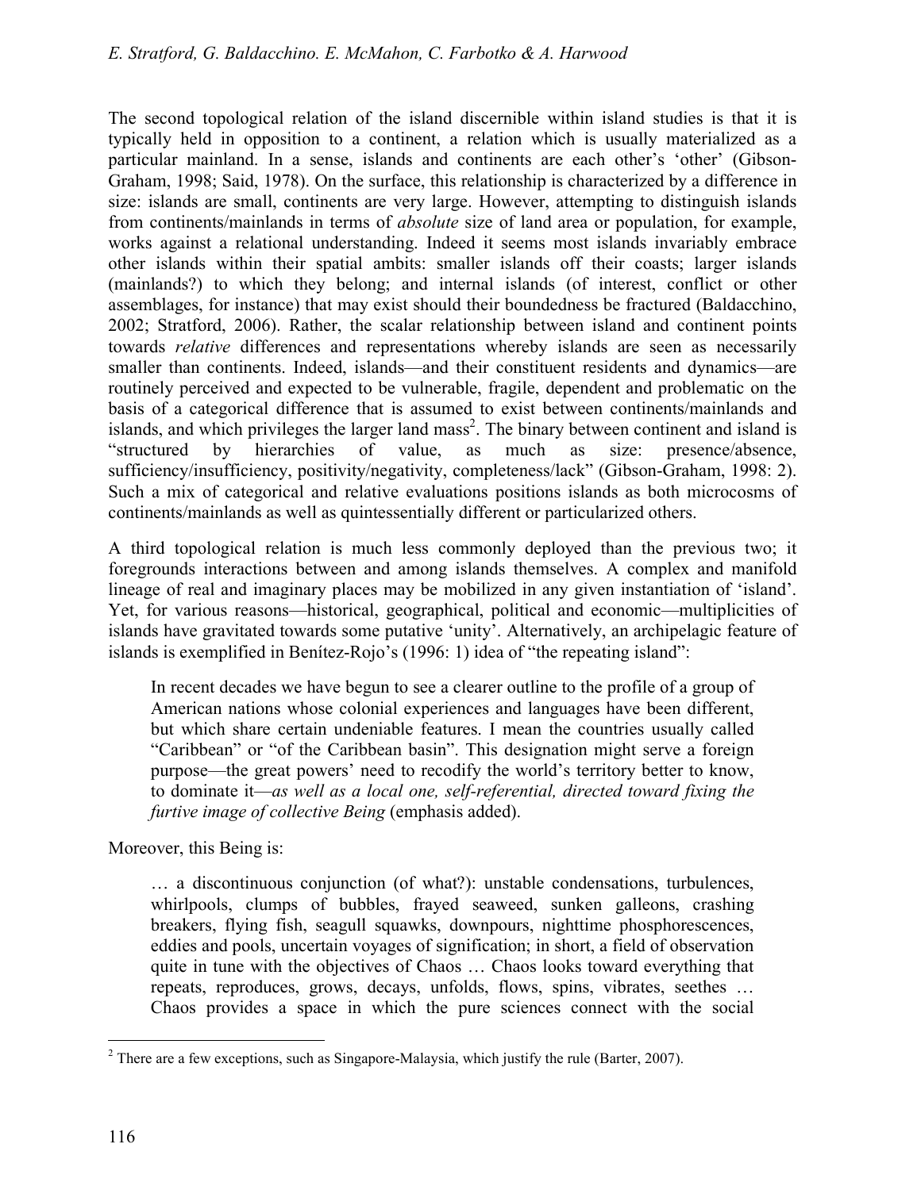The second topological relation of the island discernible within island studies is that it is typically held in opposition to a continent, a relation which is usually materialized as a particular mainland. In a sense, islands and continents are each other's 'other' (Gibson-Graham, 1998; Said, 1978). On the surface, this relationship is characterized by a difference in size: islands are small, continents are very large. However, attempting to distinguish islands from continents/mainlands in terms of *absolute* size of land area or population, for example, works against a relational understanding. Indeed it seems most islands invariably embrace other islands within their spatial ambits: smaller islands off their coasts; larger islands (mainlands?) to which they belong; and internal islands (of interest, conflict or other assemblages, for instance) that may exist should their boundedness be fractured (Baldacchino, 2002; Stratford, 2006). Rather, the scalar relationship between island and continent points towards *relative* differences and representations whereby islands are seen as necessarily smaller than continents. Indeed, islands—and their constituent residents and dynamics—are routinely perceived and expected to be vulnerable, fragile, dependent and problematic on the basis of a categorical difference that is assumed to exist between continents/mainlands and islands, and which privileges the larger land mass[2]. The binary between continent and island is "structured by hierarchies of value, as much as size: presence/absence, sufficiency/insufficiency, positivity/negativity, completeness/lack" (Gibson-Graham, 1998: 2). Such a mix of categorical and relative evaluations positions islands as both microcosms of continents/mainlands as well as quintessentially different or particularized others.

A third topological relation is much less commonly deployed than the previous two; it foregrounds interactions between and among islands themselves. A complex and manifold lineage of real and imaginary places may be mobilized in any given instantiation of 'island'. Yet, for various reasons—historical, geographical, political and economic—multiplicities of islands have gravitated towards some putative 'unity'. Alternatively, an archipelagic feature of islands is exemplified in Benítez-Rojo's (1996: 1) idea of "the repeating island":

> In recent decades we have begun to see a clearer outline to the profile of a group of American nations whose colonial experiences and languages have been different, but which share certain undeniable features. I mean the countries usually called "Caribbean" or "of the Caribbean basin". This designation might serve a foreign purpose—the great powers' need to recodify the world's territory better to know, to dominate it—*as well as a local one, self-referential, directed toward fixing the furtive image of collective Being* (emphasis added).

Moreover, this Being is:

> … a discontinuous conjunction (of what?): unstable condensations, turbulences, whirlpools, clumps of bubbles, frayed seaweed, sunken galleons, crashing breakers, flying fish, seagull squawks, downpours, nighttime phosphorescences, eddies and pools, uncertain voyages of signification; in short, a field of observation quite in tune with the objectives of Chaos … Chaos looks toward everything that repeats, reproduces, grows, decays, unfolds, flows, spins, vibrates, seethes … Chaos provides a space in which the pure sciences connect with the social

---

[2] There are a few exceptions, such as Singapore-Malaysia, which justify the rule (Barter, 2007).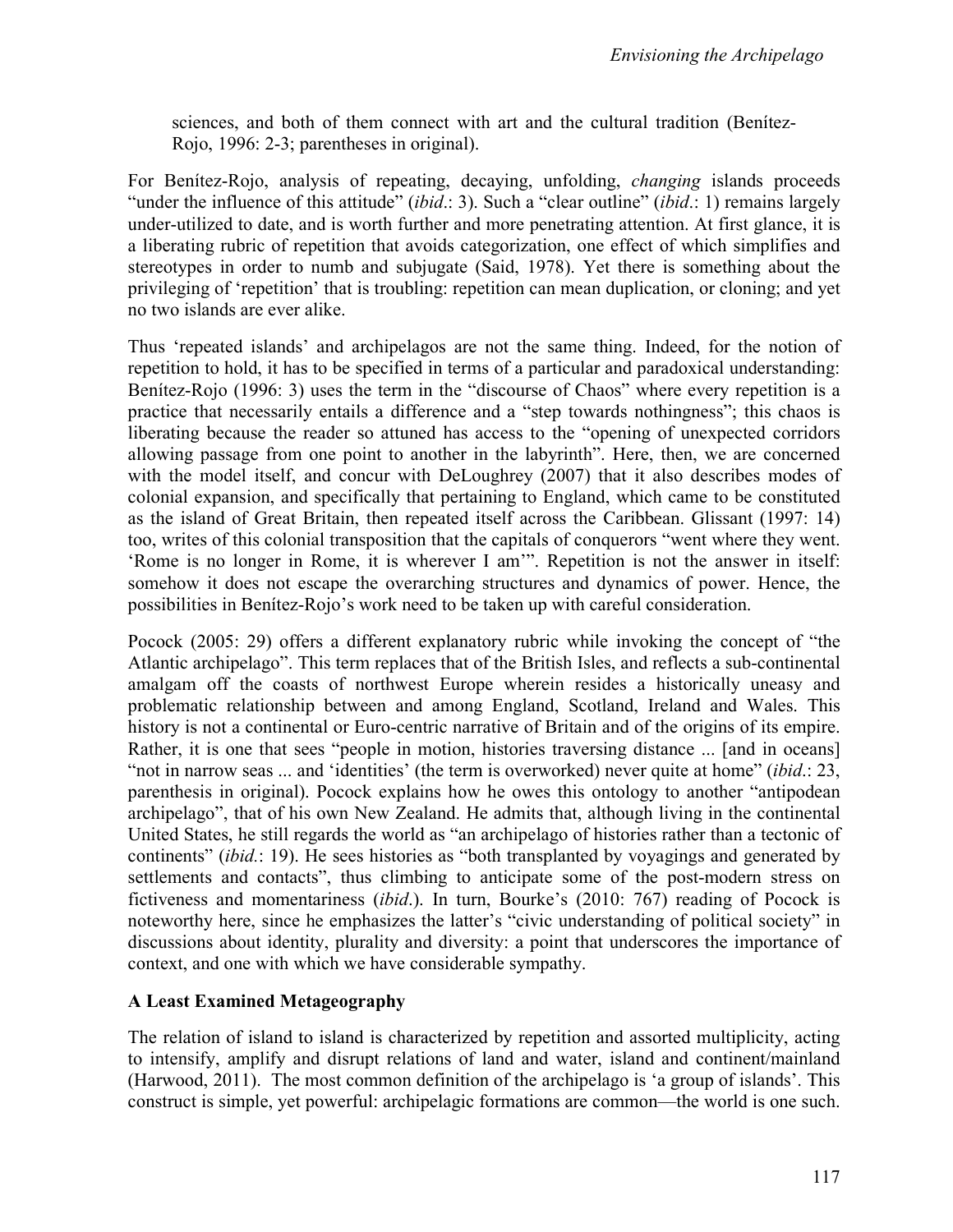sciences, and both of them connect with art and the cultural tradition (Benítez-Rojo, 1996: 2-3; parentheses in original).

For Benítez-Rojo, analysis of repeating, decaying, unfolding, *changing* islands proceeds "under the influence of this attitude" (*ibid*.: 3). Such a "clear outline" (*ibid*.: 1) remains largely under-utilized to date, and is worth further and more penetrating attention. At first glance, it is a liberating rubric of repetition that avoids categorization, one effect of which simplifies and stereotypes in order to numb and subjugate (Said, 1978). Yet there is something about the privileging of 'repetition' that is troubling: repetition can mean duplication, or cloning; and yet no two islands are ever alike.

Thus 'repeated islands' and archipelagos are not the same thing. Indeed, for the notion of repetition to hold, it has to be specified in terms of a particular and paradoxical understanding: Benítez-Rojo (1996: 3) uses the term in the "discourse of Chaos" where every repetition is a practice that necessarily entails a difference and a "step towards nothingness"; this chaos is liberating because the reader so attuned has access to the "opening of unexpected corridors allowing passage from one point to another in the labyrinth". Here, then, we are concerned with the model itself, and concur with DeLoughrey (2007) that it also describes modes of colonial expansion, and specifically that pertaining to England, which came to be constituted as the island of Great Britain, then repeated itself across the Caribbean. Glissant (1997: 14) too, writes of this colonial transposition that the capitals of conquerors "went where they went. 'Rome is no longer in Rome, it is wherever I am'". Repetition is not the answer in itself: somehow it does not escape the overarching structures and dynamics of power. Hence, the possibilities in Benítez-Rojo's work need to be taken up with careful consideration.

Pocock (2005: 29) offers a different explanatory rubric while invoking the concept of "the Atlantic archipelago". This term replaces that of the British Isles, and reflects a sub-continental amalgam off the coasts of northwest Europe wherein resides a historically uneasy and problematic relationship between and among England, Scotland, Ireland and Wales. This history is not a continental or Euro-centric narrative of Britain and of the origins of its empire. Rather, it is one that sees "people in motion, histories traversing distance ... [and in oceans] "not in narrow seas ... and 'identities' (the term is overworked) never quite at home" (*ibid*.: 23, parenthesis in original). Pocock explains how he owes this ontology to another "antipodean archipelago", that of his own New Zealand. He admits that, although living in the continental United States, he still regards the world as "an archipelago of histories rather than a tectonic of continents" (*ibid*.: 19). He sees histories as "both transplanted by voyagings and generated by settlements and contacts", thus climbing to anticipate some of the post-modern stress on fictiveness and momentariness (*ibid*.). In turn, Bourke's (2010: 767) reading of Pocock is noteworthy here, since he emphasizes the latter's "civic understanding of political society" in discussions about identity, plurality and diversity: a point that underscores the importance of context, and one with which we have considerable sympathy.

## A Least Examined Metageography

The relation of island to island is characterized by repetition and assorted multiplicity, acting to intensify, amplify and disrupt relations of land and water, island and continent/mainland (Harwood, 2011). The most common definition of the archipelago is 'a group of islands'. This construct is simple, yet powerful: archipelagic formations are common—the world is one such.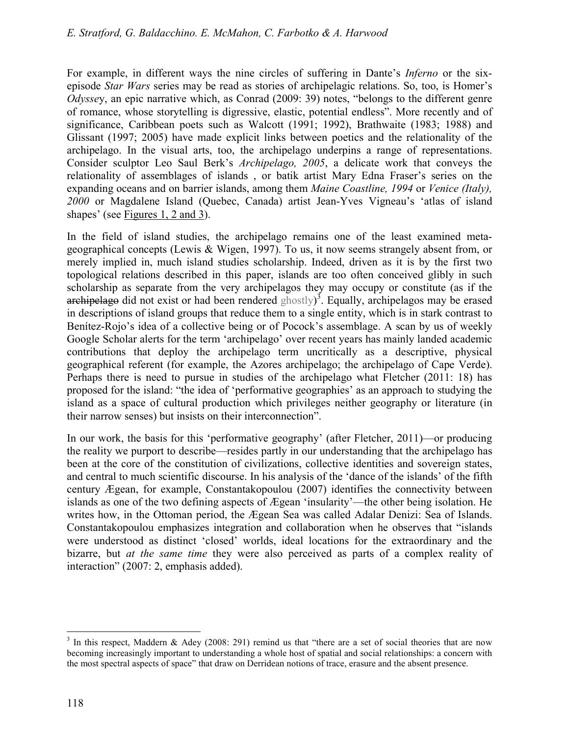For example, in different ways the nine circles of suffering in Dante's *Inferno* or the six-episode *Star Wars* series may be read as stories of archipelagic relations. So, too, is Homer's *Odyssey*, an epic narrative which, as Conrad (2009: 39) notes, "belongs to the different genre of romance, whose storytelling is digressive, elastic, potential endless". More recently and of significance, Caribbean poets such as Walcott (1991; 1992), Brathwaite (1983; 1988) and Glissant (1997; 2005) have made explicit links between poetics and the relationality of the archipelago. In the visual arts, too, the archipelago underpins a range of representations. Consider sculptor Leo Saul Berk's *Archipelago, 2005*, a delicate work that conveys the relationality of assemblages of islands , or batik artist Mary Edna Fraser's series on the expanding oceans and on barrier islands, among them *Maine Coastline, 1994* or *Venice (Italy), 2000* or Magdalene Island (Quebec, Canada) artist Jean-Yves Vigneau's 'atlas of island shapes' (see Figures 1, 2 and 3).

In the field of island studies, the archipelago remains one of the least examined meta-geographical concepts (Lewis & Wigen, 1997). To us, it now seems strangely absent from, or merely implied in, much island studies scholarship. Indeed, driven as it is by the first two topological relations described in this paper, islands are too often conceived glibly in such scholarship as separate from the very archipelagos they may occupy or constitute (as if the ~~archipelago~~ did not exist or had been rendered ghostly)[3]. Equally, archipelagos may be erased in descriptions of island groups that reduce them to a single entity, which is in stark contrast to Benítez-Rojo's idea of a collective being or of Pocock's assemblage. A scan by us of weekly Google Scholar alerts for the term 'archipelago' over recent years has mainly landed academic contributions that deploy the archipelago term uncritically as a descriptive, physical geographical referent (for example, the Azores archipelago; the archipelago of Cape Verde). Perhaps there is need to pursue in studies of the archipelago what Fletcher (2011: 18) has proposed for the island: "the idea of 'performative geographies' as an approach to studying the island as a space of cultural production which privileges neither geography or literature (in their narrow senses) but insists on their interconnection".

In our work, the basis for this 'performative geography' (after Fletcher, 2011)—or producing the reality we purport to describe—resides partly in our understanding that the archipelago has been at the core of the constitution of civilizations, collective identities and sovereign states, and central to much scientific discourse. In his analysis of the 'dance of the islands' of the fifth century Ægean, for example, Constantakopoulou (2007) identifies the connectivity between islands as one of the two defining aspects of Ægean 'insularity'—the other being isolation. He writes how, in the Ottoman period, the Ægean Sea was called Adalar Denizi: Sea of Islands. Constantakopoulou emphasizes integration and collaboration when he observes that "islands were understood as distinct 'closed' worlds, ideal locations for the extraordinary and the bizarre, but *at the same time* they were also perceived as parts of a complex reality of interaction" (2007: 2, emphasis added).

[3] In this respect, Maddern & Adey (2008: 291) remind us that "there are a set of social theories that are now becoming increasingly important to understanding a whole host of spatial and social relationships: a concern with the most spectral aspects of space" that draw on Derridean notions of trace, erasure and the absent presence.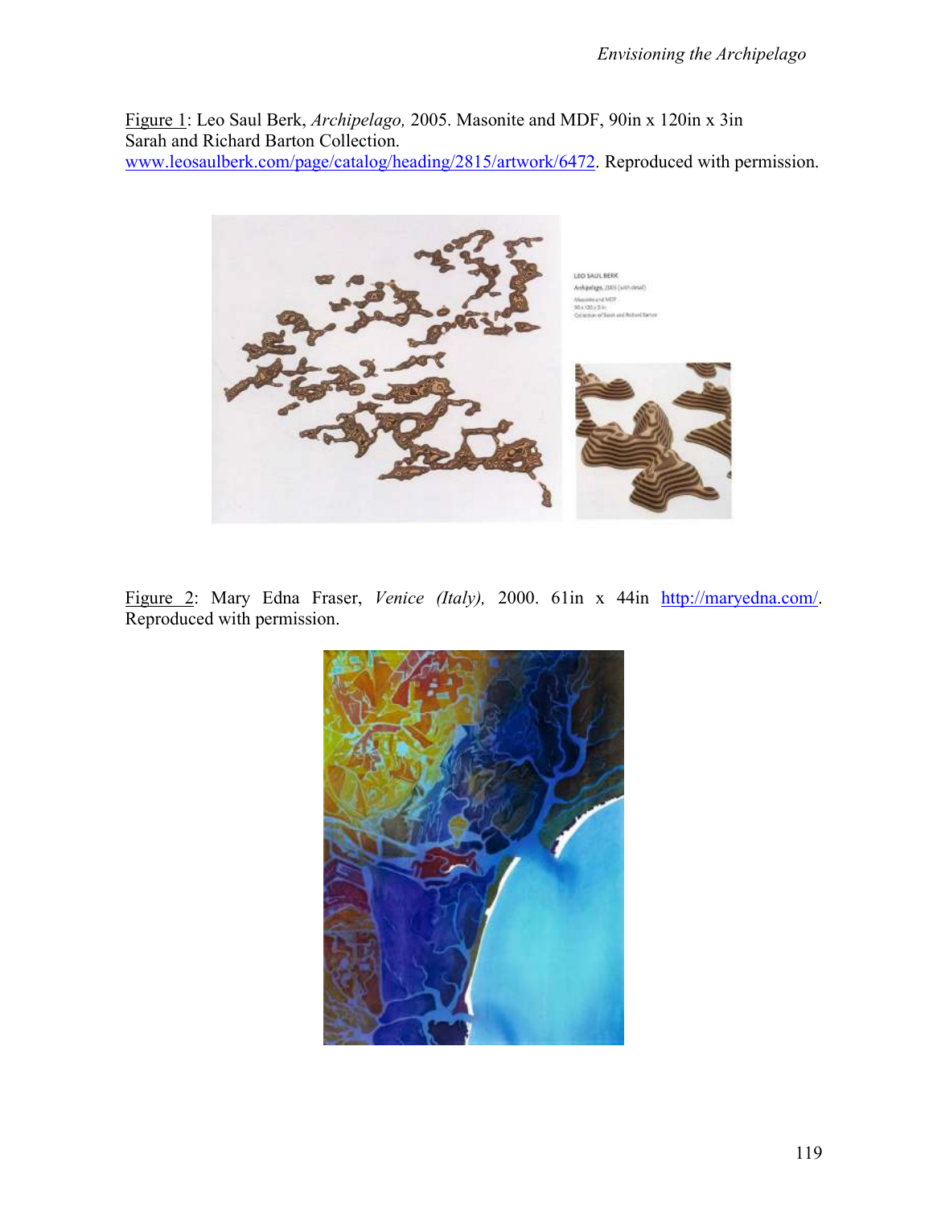Figure 1: Leo Saul Berk, *Archipelago,* 2005. Masonite and MDF, 90in x 120in x 3in
Sarah and Richard Barton Collection.
www.leosaulberk.com/page/catalog/heading/2815/artwork/6472. Reproduced with permission.

Figure 2: Mary Edna Fraser, *Venice (Italy),* 2000. 61in x 44in http://maryedna.com/. Reproduced with permission.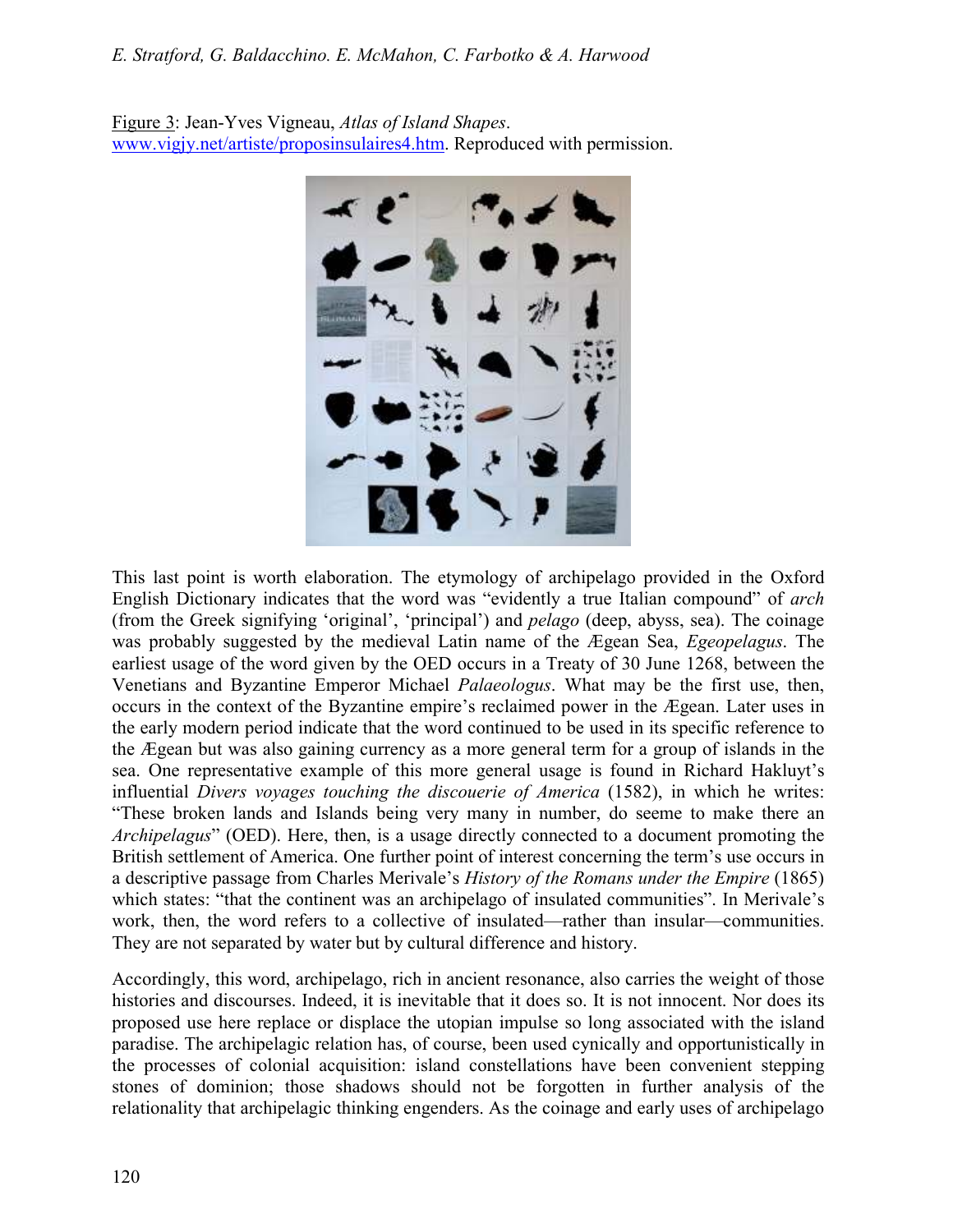Figure 3: Jean-Yves Vigneau, *Atlas of Island Shapes*. www.vigjy.net/artiste/proposinsulaires4.htm. Reproduced with permission.

This last point is worth elaboration. The etymology of archipelago provided in the Oxford English Dictionary indicates that the word was "evidently a true Italian compound" of *arch* (from the Greek signifying 'original', 'principal') and *pelago* (deep, abyss, sea). The coinage was probably suggested by the medieval Latin name of the Ægean Sea, *Egeopelagus*. The earliest usage of the word given by the OED occurs in a Treaty of 30 June 1268, between the Venetians and Byzantine Emperor Michael *Palaeologus*. What may be the first use, then, occurs in the context of the Byzantine empire's reclaimed power in the Ægean. Later uses in the early modern period indicate that the word continued to be used in its specific reference to the Ægean but was also gaining currency as a more general term for a group of islands in the sea. One representative example of this more general usage is found in Richard Hakluyt's influential *Divers voyages touching the discouerie of America* (1582), in which he writes: "These broken lands and Islands being very many in number, do seeme to make there an *Archipelagus*" (OED). Here, then, is a usage directly connected to a document promoting the British settlement of America. One further point of interest concerning the term's use occurs in a descriptive passage from Charles Merivale's *History of the Romans under the Empire* (1865) which states: "that the continent was an archipelago of insulated communities". In Merivale's work, then, the word refers to a collective of insulated—rather than insular—communities. They are not separated by water but by cultural difference and history.

Accordingly, this word, archipelago, rich in ancient resonance, also carries the weight of those histories and discourses. Indeed, it is inevitable that it does so. It is not innocent. Nor does its proposed use here replace or displace the utopian impulse so long associated with the island paradise. The archipelagic relation has, of course, been used cynically and opportunistically in the processes of colonial acquisition: island constellations have been convenient stepping stones of dominion; those shadows should not be forgotten in further analysis of the relationality that archipelagic thinking engenders. As the coinage and early uses of archipelago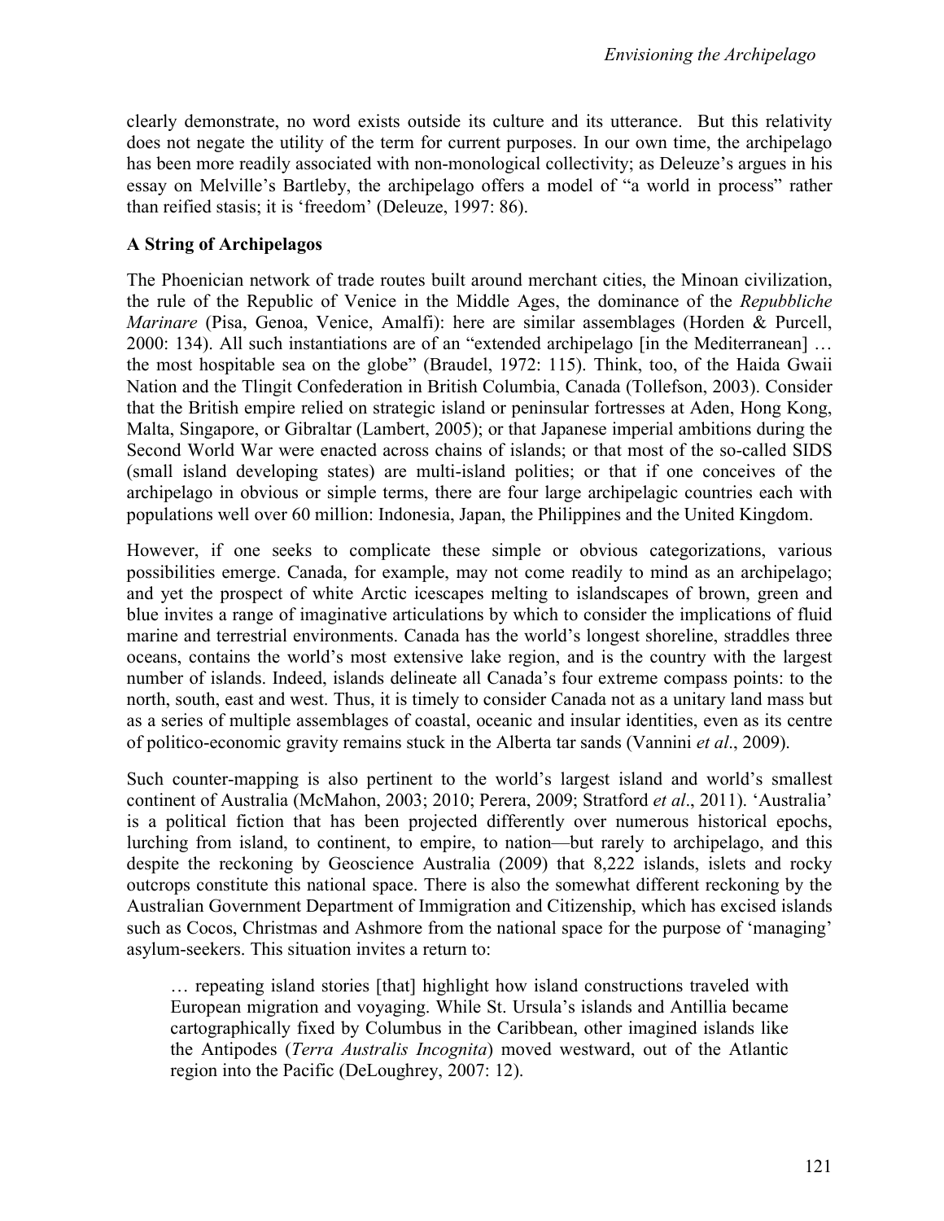clearly demonstrate, no word exists outside its culture and its utterance. But this relativity does not negate the utility of the term for current purposes. In our own time, the archipelago has been more readily associated with non-monological collectivity; as Deleuze's argues in his essay on Melville's Bartleby, the archipelago offers a model of "a world in process" rather than reified stasis; it is 'freedom' (Deleuze, 1997: 86).

**A String of Archipelagos**

The Phoenician network of trade routes built around merchant cities, the Minoan civilization, the rule of the Republic of Venice in the Middle Ages, the dominance of the *Repubbliche Marinare* (Pisa, Genoa, Venice, Amalfi): here are similar assemblages (Horden & Purcell, 2000: 134). All such instantiations are of an "extended archipelago [in the Mediterranean] … the most hospitable sea on the globe" (Braudel, 1972: 115). Think, too, of the Haida Gwaii Nation and the Tlingit Confederation in British Columbia, Canada (Tollefson, 2003). Consider that the British empire relied on strategic island or peninsular fortresses at Aden, Hong Kong, Malta, Singapore, or Gibraltar (Lambert, 2005); or that Japanese imperial ambitions during the Second World War were enacted across chains of islands; or that most of the so-called SIDS (small island developing states) are multi-island polities; or that if one conceives of the archipelago in obvious or simple terms, there are four large archipelagic countries each with populations well over 60 million: Indonesia, Japan, the Philippines and the United Kingdom.

However, if one seeks to complicate these simple or obvious categorizations, various possibilities emerge. Canada, for example, may not come readily to mind as an archipelago; and yet the prospect of white Arctic icescapes melting to islandscapes of brown, green and blue invites a range of imaginative articulations by which to consider the implications of fluid marine and terrestrial environments. Canada has the world's longest shoreline, straddles three oceans, contains the world's most extensive lake region, and is the country with the largest number of islands. Indeed, islands delineate all Canada's four extreme compass points: to the north, south, east and west. Thus, it is timely to consider Canada not as a unitary land mass but as a series of multiple assemblages of coastal, oceanic and insular identities, even as its centre of politico-economic gravity remains stuck in the Alberta tar sands (Vannini *et al*., 2009).

Such counter-mapping is also pertinent to the world's largest island and world's smallest continent of Australia (McMahon, 2003; 2010; Perera, 2009; Stratford *et al*., 2011). 'Australia' is a political fiction that has been projected differently over numerous historical epochs, lurching from island, to continent, to empire, to nation—but rarely to archipelago, and this despite the reckoning by Geoscience Australia (2009) that 8,222 islands, islets and rocky outcrops constitute this national space. There is also the somewhat different reckoning by the Australian Government Department of Immigration and Citizenship, which has excised islands such as Cocos, Christmas and Ashmore from the national space for the purpose of 'managing' asylum-seekers. This situation invites a return to:

> … repeating island stories [that] highlight how island constructions traveled with European migration and voyaging. While St. Ursula's islands and Antillia became cartographically fixed by Columbus in the Caribbean, other imagined islands like the Antipodes (*Terra Australis Incognita*) moved westward, out of the Atlantic region into the Pacific (DeLoughrey, 2007: 12).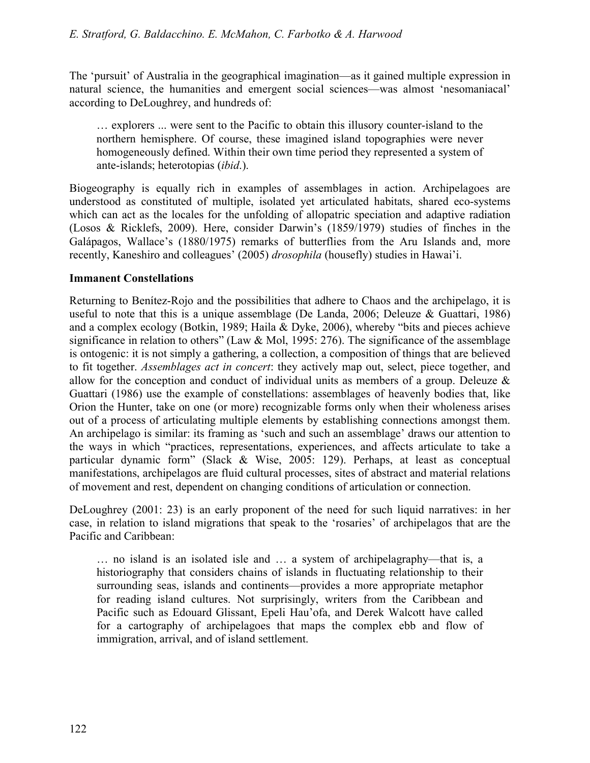The 'pursuit' of Australia in the geographical imagination—as it gained multiple expression in natural science, the humanities and emergent social sciences—was almost 'nesomaniacal' according to DeLoughrey, and hundreds of:

> … explorers ... were sent to the Pacific to obtain this illusory counter-island to the northern hemisphere. Of course, these imagined island topographies were never homogeneously defined. Within their own time period they represented a system of ante-islands; heterotopias (*ibid*.).

Biogeography is equally rich in examples of assemblages in action. Archipelagoes are understood as constituted of multiple, isolated yet articulated habitats, shared eco-systems which can act as the locales for the unfolding of allopatric speciation and adaptive radiation (Losos & Ricklefs, 2009). Here, consider Darwin's (1859/1979) studies of finches in the Galápagos, Wallace's (1880/1975) remarks of butterflies from the Aru Islands and, more recently, Kaneshiro and colleagues' (2005) *drosophila* (housefly) studies in Hawai'i.

**Immanent Constellations**

Returning to Benítez-Rojo and the possibilities that adhere to Chaos and the archipelago, it is useful to note that this is a unique assemblage (De Landa, 2006; Deleuze & Guattari, 1986) and a complex ecology (Botkin, 1989; Haila & Dyke, 2006), whereby "bits and pieces achieve significance in relation to others" (Law & Mol, 1995: 276). The significance of the assemblage is ontogenic: it is not simply a gathering, a collection, a composition of things that are believed to fit together. *Assemblages act in concert*: they actively map out, select, piece together, and allow for the conception and conduct of individual units as members of a group. Deleuze & Guattari (1986) use the example of constellations: assemblages of heavenly bodies that, like Orion the Hunter, take on one (or more) recognizable forms only when their wholeness arises out of a process of articulating multiple elements by establishing connections amongst them. An archipelago is similar: its framing as 'such and such an assemblage' draws our attention to the ways in which "practices, representations, experiences, and affects articulate to take a particular dynamic form" (Slack & Wise, 2005: 129). Perhaps, at least as conceptual manifestations, archipelagos are fluid cultural processes, sites of abstract and material relations of movement and rest, dependent on changing conditions of articulation or connection.

DeLoughrey (2001: 23) is an early proponent of the need for such liquid narratives: in her case, in relation to island migrations that speak to the 'rosaries' of archipelagos that are the Pacific and Caribbean:

> … no island is an isolated isle and … a system of archipelagraphy—that is, a historiography that considers chains of islands in fluctuating relationship to their surrounding seas, islands and continents—provides a more appropriate metaphor for reading island cultures. Not surprisingly, writers from the Caribbean and Pacific such as Edouard Glissant, Epeli Hau'ofa, and Derek Walcott have called for a cartography of archipelagoes that maps the complex ebb and flow of immigration, arrival, and of island settlement.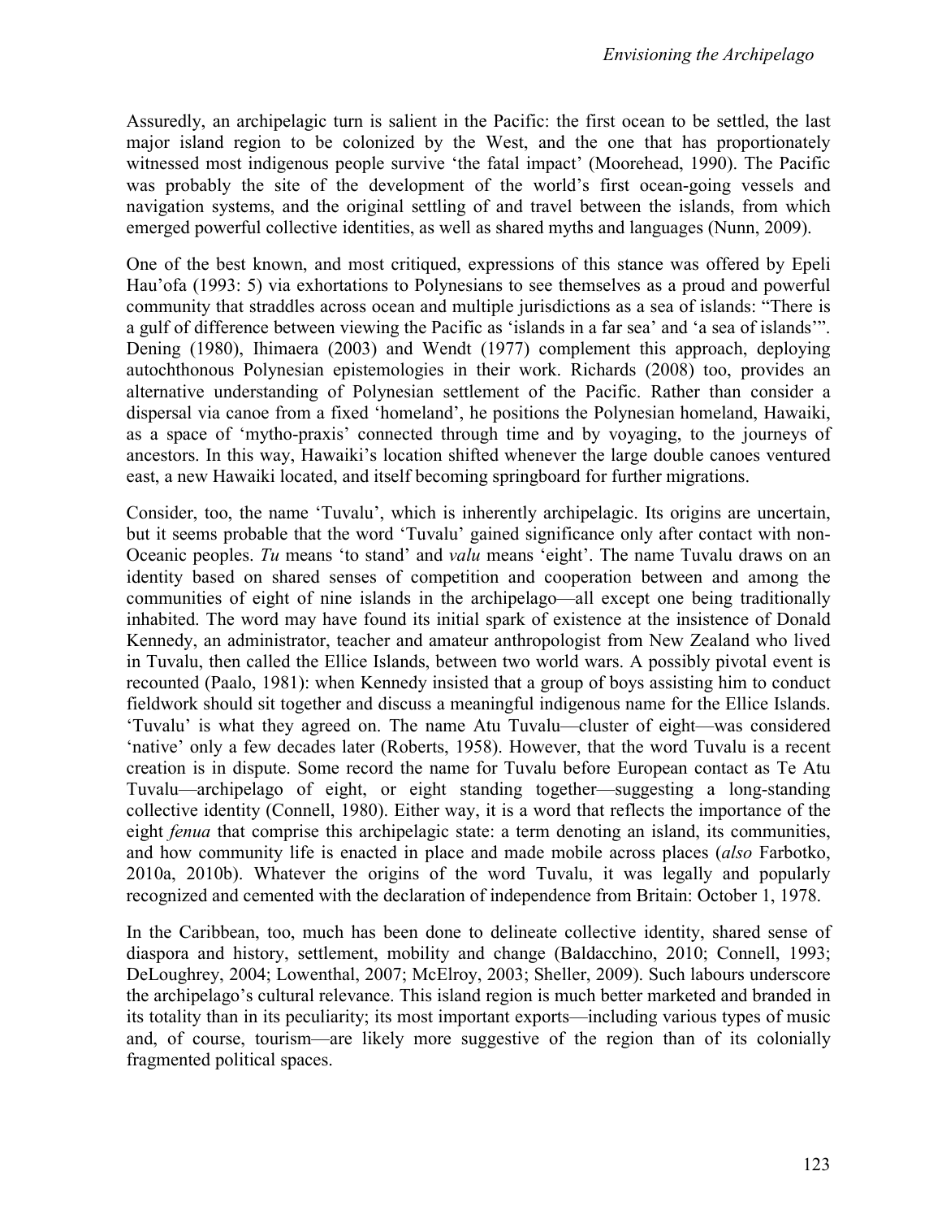Assuredly, an archipelagic turn is salient in the Pacific: the first ocean to be settled, the last major island region to be colonized by the West, and the one that has proportionately witnessed most indigenous people survive 'the fatal impact' (Moorehead, 1990). The Pacific was probably the site of the development of the world's first ocean-going vessels and navigation systems, and the original settling of and travel between the islands, from which emerged powerful collective identities, as well as shared myths and languages (Nunn, 2009).

One of the best known, and most critiqued, expressions of this stance was offered by Epeli Hau'ofa (1993: 5) via exhortations to Polynesians to see themselves as a proud and powerful community that straddles across ocean and multiple jurisdictions as a sea of islands: "There is a gulf of difference between viewing the Pacific as 'islands in a far sea' and 'a sea of islands'". Dening (1980), Ihimaera (2003) and Wendt (1977) complement this approach, deploying autochthonous Polynesian epistemologies in their work. Richards (2008) too, provides an alternative understanding of Polynesian settlement of the Pacific. Rather than consider a dispersal via canoe from a fixed 'homeland', he positions the Polynesian homeland, Hawaiki, as a space of 'mytho-praxis' connected through time and by voyaging, to the journeys of ancestors. In this way, Hawaiki's location shifted whenever the large double canoes ventured east, a new Hawaiki located, and itself becoming springboard for further migrations.

Consider, too, the name 'Tuvalu', which is inherently archipelagic. Its origins are uncertain, but it seems probable that the word 'Tuvalu' gained significance only after contact with non-Oceanic peoples. *Tu* means 'to stand' and *valu* means 'eight'. The name Tuvalu draws on an identity based on shared senses of competition and cooperation between and among the communities of eight of nine islands in the archipelago—all except one being traditionally inhabited. The word may have found its initial spark of existence at the insistence of Donald Kennedy, an administrator, teacher and amateur anthropologist from New Zealand who lived in Tuvalu, then called the Ellice Islands, between two world wars. A possibly pivotal event is recounted (Paalo, 1981): when Kennedy insisted that a group of boys assisting him to conduct fieldwork should sit together and discuss a meaningful indigenous name for the Ellice Islands. 'Tuvalu' is what they agreed on. The name Atu Tuvalu—cluster of eight—was considered 'native' only a few decades later (Roberts, 1958). However, that the word Tuvalu is a recent creation is in dispute. Some record the name for Tuvalu before European contact as Te Atu Tuvalu—archipelago of eight, or eight standing together—suggesting a long-standing collective identity (Connell, 1980). Either way, it is a word that reflects the importance of the eight *fenua* that comprise this archipelagic state: a term denoting an island, its communities, and how community life is enacted in place and made mobile across places (*also* Farbotko, 2010a, 2010b). Whatever the origins of the word Tuvalu, it was legally and popularly recognized and cemented with the declaration of independence from Britain: October 1, 1978.

In the Caribbean, too, much has been done to delineate collective identity, shared sense of diaspora and history, settlement, mobility and change (Baldacchino, 2010; Connell, 1993; DeLoughrey, 2004; Lowenthal, 2007; McElroy, 2003; Sheller, 2009). Such labours underscore the archipelago's cultural relevance. This island region is much better marketed and branded in its totality than in its peculiarity; its most important exports—including various types of music and, of course, tourism—are likely more suggestive of the region than of its colonially fragmented political spaces.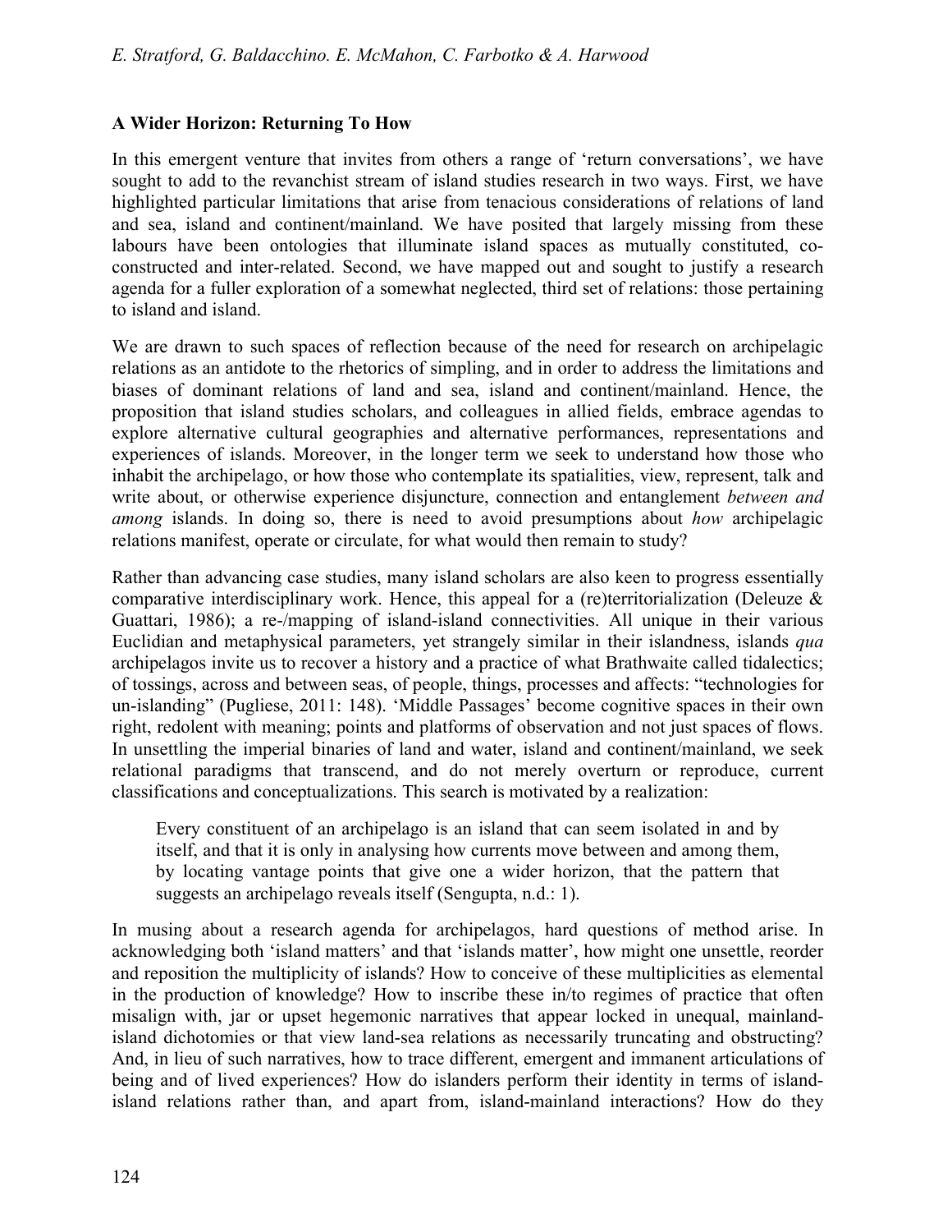### A Wider Horizon: Returning To How

In this emergent venture that invites from others a range of 'return conversations', we have sought to add to the revanchist stream of island studies research in two ways. First, we have highlighted particular limitations that arise from tenacious considerations of relations of land and sea, island and continent/mainland. We have posited that largely missing from these labours have been ontologies that illuminate island spaces as mutually constituted, co-constructed and inter-related. Second, we have mapped out and sought to justify a research agenda for a fuller exploration of a somewhat neglected, third set of relations: those pertaining to island and island.

We are drawn to such spaces of reflection because of the need for research on archipelagic relations as an antidote to the rhetorics of simpling, and in order to address the limitations and biases of dominant relations of land and sea, island and continent/mainland. Hence, the proposition that island studies scholars, and colleagues in allied fields, embrace agendas to explore alternative cultural geographies and alternative performances, representations and experiences of islands. Moreover, in the longer term we seek to understand how those who inhabit the archipelago, or how those who contemplate its spatialities, view, represent, talk and write about, or otherwise experience disjuncture, connection and entanglement *between and among* islands. In doing so, there is need to avoid presumptions about *how* archipelagic relations manifest, operate or circulate, for what would then remain to study?

Rather than advancing case studies, many island scholars are also keen to progress essentially comparative interdisciplinary work. Hence, this appeal for a (re)territorialization (Deleuze & Guattari, 1986); a re-/mapping of island-island connectivities. All unique in their various Euclidian and metaphysical parameters, yet strangely similar in their islandness, islands *qua* archipelagos invite us to recover a history and a practice of what Brathwaite called tidalectics; of tossings, across and between seas, of people, things, processes and affects: "technologies for un-islanding" (Pugliese, 2011: 148). 'Middle Passages' become cognitive spaces in their own right, redolent with meaning; points and platforms of observation and not just spaces of flows. In unsettling the imperial binaries of land and water, island and continent/mainland, we seek relational paradigms that transcend, and do not merely overturn or reproduce, current classifications and conceptualizations. This search is motivated by a realization:

> Every constituent of an archipelago is an island that can seem isolated in and by itself, and that it is only in analysing how currents move between and among them, by locating vantage points that give one a wider horizon, that the pattern that suggests an archipelago reveals itself (Sengupta, n.d.: 1).

In musing about a research agenda for archipelagos, hard questions of method arise. In acknowledging both 'island matters' and that 'islands matter', how might one unsettle, reorder and reposition the multiplicity of islands? How to conceive of these multiplicities as elemental in the production of knowledge? How to inscribe these in/to regimes of practice that often misalign with, jar or upset hegemonic narratives that appear locked in unequal, mainland-island dichotomies or that view land-sea relations as necessarily truncating and obstructing? And, in lieu of such narratives, how to trace different, emergent and immanent articulations of being and of lived experiences? How do islanders perform their identity in terms of island-island relations rather than, and apart from, island-mainland interactions? How do they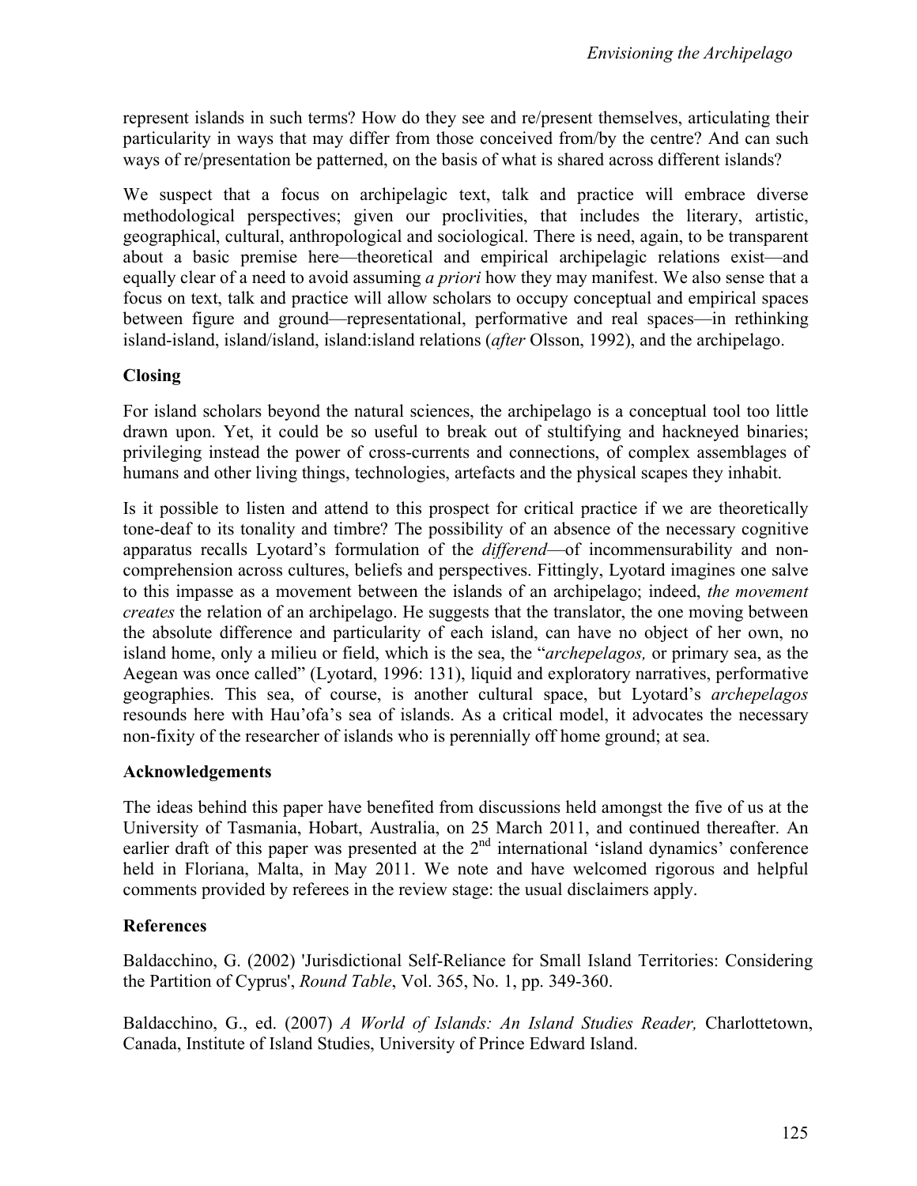represent islands in such terms? How do they see and re/present themselves, articulating their particularity in ways that may differ from those conceived from/by the centre? And can such ways of re/presentation be patterned, on the basis of what is shared across different islands?

We suspect that a focus on archipelagic text, talk and practice will embrace diverse methodological perspectives; given our proclivities, that includes the literary, artistic, geographical, cultural, anthropological and sociological. There is need, again, to be transparent about a basic premise here—theoretical and empirical archipelagic relations exist—and equally clear of a need to avoid assuming *a priori* how they may manifest. We also sense that a focus on text, talk and practice will allow scholars to occupy conceptual and empirical spaces between figure and ground—representational, performative and real spaces—in rethinking island-island, island/island, island:island relations (*after* Olsson, 1992), and the archipelago.

## Closing

For island scholars beyond the natural sciences, the archipelago is a conceptual tool too little drawn upon. Yet, it could be so useful to break out of stultifying and hackneyed binaries; privileging instead the power of cross-currents and connections, of complex assemblages of humans and other living things, technologies, artefacts and the physical scapes they inhabit.

Is it possible to listen and attend to this prospect for critical practice if we are theoretically tone-deaf to its tonality and timbre? The possibility of an absence of the necessary cognitive apparatus recalls Lyotard's formulation of the *differend*—of incommensurability and non-comprehension across cultures, beliefs and perspectives. Fittingly, Lyotard imagines one salve to this impasse as a movement between the islands of an archipelago; indeed, *the movement creates* the relation of an archipelago. He suggests that the translator, the one moving between the absolute difference and particularity of each island, can have no object of her own, no island home, only a milieu or field, which is the sea, the "*archepelagos,* or primary sea, as the Aegean was once called" (Lyotard, 1996: 131), liquid and exploratory narratives, performative geographies. This sea, of course, is another cultural space, but Lyotard's *archepelagos* resounds here with Hau'ofa's sea of islands. As a critical model, it advocates the necessary non-fixity of the researcher of islands who is perennially off home ground; at sea.

## Acknowledgements

The ideas behind this paper have benefited from discussions held amongst the five of us at the University of Tasmania, Hobart, Australia, on 25 March 2011, and continued thereafter. An earlier draft of this paper was presented at the 2nd international 'island dynamics' conference held in Floriana, Malta, in May 2011. We note and have welcomed rigorous and helpful comments provided by referees in the review stage: the usual disclaimers apply.

## References

Baldacchino, G. (2002) 'Jurisdictional Self-Reliance for Small Island Territories: Considering the Partition of Cyprus', *Round Table*, Vol. 365, No. 1, pp. 349-360.

Baldacchino, G., ed. (2007) *A World of Islands: An Island Studies Reader,* Charlottetown, Canada, Institute of Island Studies, University of Prince Edward Island.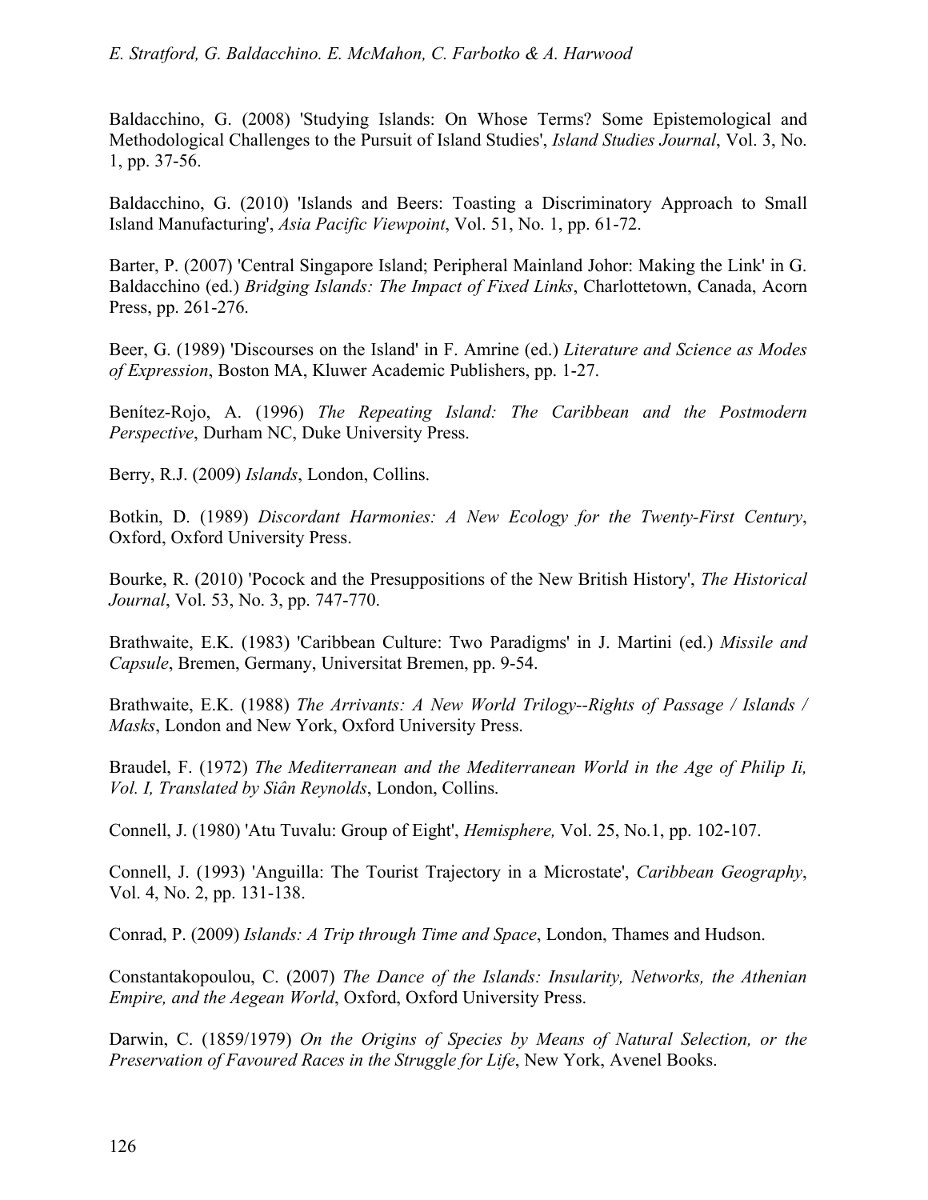Baldacchino, G. (2008) 'Studying Islands: On Whose Terms? Some Epistemological and Methodological Challenges to the Pursuit of Island Studies', *Island Studies Journal*, Vol. 3, No. 1, pp. 37-56.

Baldacchino, G. (2010) 'Islands and Beers: Toasting a Discriminatory Approach to Small Island Manufacturing', *Asia Pacific Viewpoint*, Vol. 51, No. 1, pp. 61-72.

Barter, P. (2007) 'Central Singapore Island; Peripheral Mainland Johor: Making the Link' in G. Baldacchino (ed.) *Bridging Islands: The Impact of Fixed Links*, Charlottetown, Canada, Acorn Press, pp. 261-276.

Beer, G. (1989) 'Discourses on the Island' in F. Amrine (ed.) *Literature and Science as Modes of Expression*, Boston MA, Kluwer Academic Publishers, pp. 1-27.

Benítez-Rojo, A. (1996) *The Repeating Island: The Caribbean and the Postmodern Perspective*, Durham NC, Duke University Press.

Berry, R.J. (2009) *Islands*, London, Collins.

Botkin, D. (1989) *Discordant Harmonies: A New Ecology for the Twenty-First Century*, Oxford, Oxford University Press.

Bourke, R. (2010) 'Pocock and the Presuppositions of the New British History', *The Historical Journal*, Vol. 53, No. 3, pp. 747-770.

Brathwaite, E.K. (1983) 'Caribbean Culture: Two Paradigms' in J. Martini (ed.) *Missile and Capsule*, Bremen, Germany, Universitat Bremen, pp. 9-54.

Brathwaite, E.K. (1988) *The Arrivants: A New World Trilogy--Rights of Passage / Islands / Masks*, London and New York, Oxford University Press.

Braudel, F. (1972) *The Mediterranean and the Mediterranean World in the Age of Philip Ii, Vol. I, Translated by Siân Reynolds*, London, Collins.

Connell, J. (1980) 'Atu Tuvalu: Group of Eight', *Hemisphere,* Vol. 25, No.1, pp. 102-107.

Connell, J. (1993) 'Anguilla: The Tourist Trajectory in a Microstate', *Caribbean Geography*, Vol. 4, No. 2, pp. 131-138.

Conrad, P. (2009) *Islands: A Trip through Time and Space*, London, Thames and Hudson.

Constantakopoulou, C. (2007) *The Dance of the Islands: Insularity, Networks, the Athenian Empire, and the Aegean World*, Oxford, Oxford University Press.

Darwin, C. (1859/1979) *On the Origins of Species by Means of Natural Selection, or the Preservation of Favoured Races in the Struggle for Life*, New York, Avenel Books.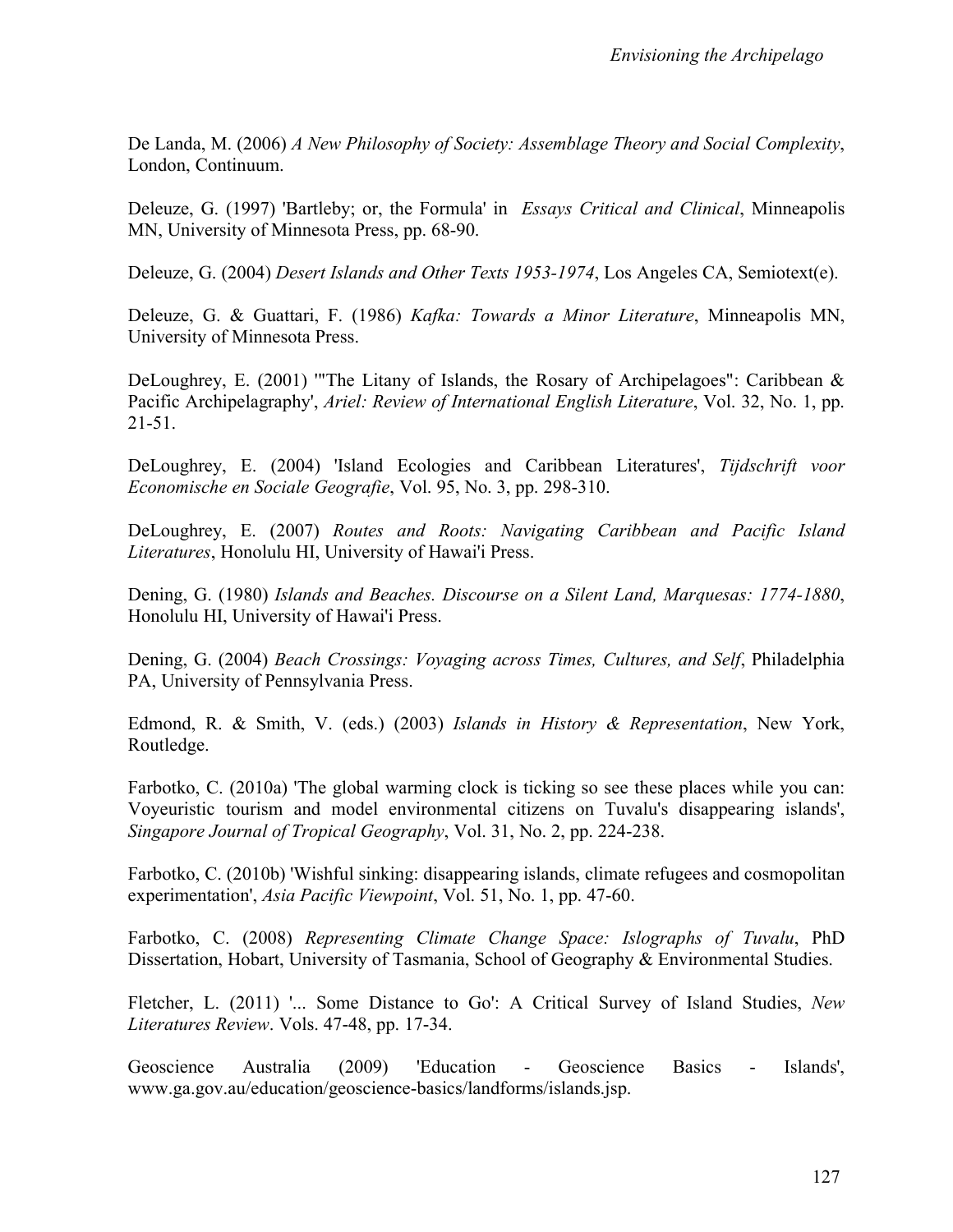De Landa, M. (2006) *A New Philosophy of Society: Assemblage Theory and Social Complexity*, London, Continuum.

Deleuze, G. (1997) 'Bartleby; or, the Formula' in *Essays Critical and Clinical*, Minneapolis MN, University of Minnesota Press, pp. 68-90.

Deleuze, G. (2004) *Desert Islands and Other Texts 1953-1974*, Los Angeles CA, Semiotext(e).

Deleuze, G. & Guattari, F. (1986) *Kafka: Towards a Minor Literature*, Minneapolis MN, University of Minnesota Press.

DeLoughrey, E. (2001) '"The Litany of Islands, the Rosary of Archipelagoes": Caribbean & Pacific Archipelagraphy', *Ariel: Review of International English Literature*, Vol. 32, No. 1, pp. 21-51.

DeLoughrey, E. (2004) 'Island Ecologies and Caribbean Literatures', *Tijdschrift voor Economische en Sociale Geografie*, Vol. 95, No. 3, pp. 298-310.

DeLoughrey, E. (2007) *Routes and Roots: Navigating Caribbean and Pacific Island Literatures*, Honolulu HI, University of Hawai'i Press.

Dening, G. (1980) *Islands and Beaches. Discourse on a Silent Land, Marquesas: 1774-1880*, Honolulu HI, University of Hawai'i Press.

Dening, G. (2004) *Beach Crossings: Voyaging across Times, Cultures, and Self*, Philadelphia PA, University of Pennsylvania Press.

Edmond, R. & Smith, V. (eds.) (2003) *Islands in History & Representation*, New York, Routledge.

Farbotko, C. (2010a) 'The global warming clock is ticking so see these places while you can: Voyeuristic tourism and model environmental citizens on Tuvalu's disappearing islands', *Singapore Journal of Tropical Geography*, Vol. 31, No. 2, pp. 224-238.

Farbotko, C. (2010b) 'Wishful sinking: disappearing islands, climate refugees and cosmopolitan experimentation', *Asia Pacific Viewpoint*, Vol. 51, No. 1, pp. 47-60.

Farbotko, C. (2008) *Representing Climate Change Space: Islographs of Tuvalu*, PhD Dissertation, Hobart, University of Tasmania, School of Geography & Environmental Studies.

Fletcher, L. (2011) '... Some Distance to Go': A Critical Survey of Island Studies, *New Literatures Review*. Vols. 47-48, pp. 17-34.

Geoscience Australia (2009) 'Education - Geoscience Basics - Islands', www.ga.gov.au/education/geoscience-basics/landforms/islands.jsp.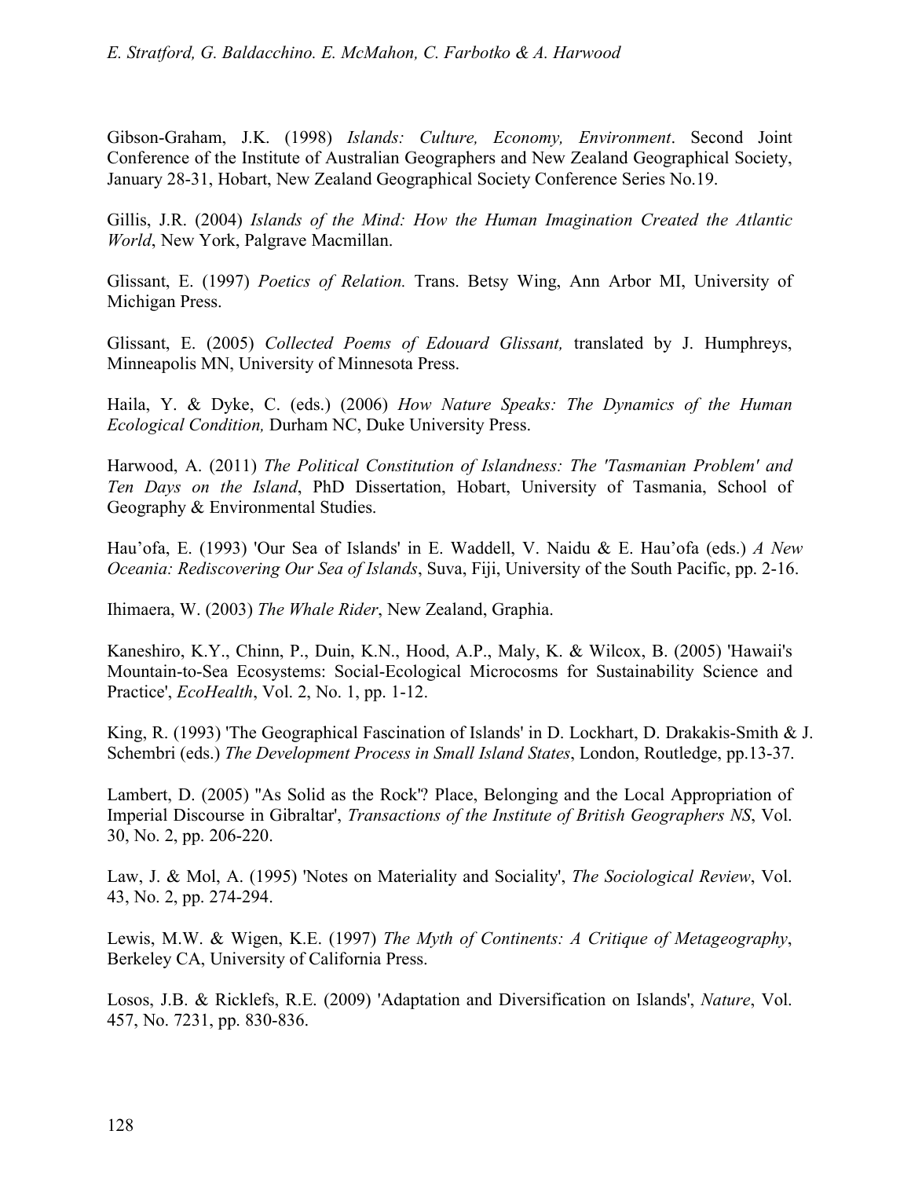Gibson-Graham, J.K. (1998) *Islands: Culture, Economy, Environment*. Second Joint Conference of the Institute of Australian Geographers and New Zealand Geographical Society, January 28-31, Hobart, New Zealand Geographical Society Conference Series No.19.

Gillis, J.R. (2004) *Islands of the Mind: How the Human Imagination Created the Atlantic World*, New York, Palgrave Macmillan.

Glissant, E. (1997) *Poetics of Relation.* Trans. Betsy Wing, Ann Arbor MI, University of Michigan Press.

Glissant, E. (2005) *Collected Poems of Edouard Glissant,* translated by J. Humphreys, Minneapolis MN, University of Minnesota Press.

Haila, Y. & Dyke, C. (eds.) (2006) *How Nature Speaks: The Dynamics of the Human Ecological Condition,* Durham NC, Duke University Press.

Harwood, A. (2011) *The Political Constitution of Islandness: The 'Tasmanian Problem' and Ten Days on the Island*, PhD Dissertation, Hobart, University of Tasmania, School of Geography & Environmental Studies.

Hau'ofa, E. (1993) 'Our Sea of Islands' in E. Waddell, V. Naidu & E. Hau'ofa (eds.) *A New Oceania: Rediscovering Our Sea of Islands*, Suva, Fiji, University of the South Pacific, pp. 2-16.

Ihimaera, W. (2003) *The Whale Rider*, New Zealand, Graphia.

Kaneshiro, K.Y., Chinn, P., Duin, K.N., Hood, A.P., Maly, K. & Wilcox, B. (2005) 'Hawaii's Mountain-to-Sea Ecosystems: Social-Ecological Microcosms for Sustainability Science and Practice', *EcoHealth*, Vol. 2, No. 1, pp. 1-12.

King, R. (1993) 'The Geographical Fascination of Islands' in D. Lockhart, D. Drakakis-Smith & J. Schembri (eds.) *The Development Process in Small Island States*, London, Routledge, pp.13-37.

Lambert, D. (2005) ''As Solid as the Rock'? Place, Belonging and the Local Appropriation of Imperial Discourse in Gibraltar', *Transactions of the Institute of British Geographers NS*, Vol. 30, No. 2, pp. 206-220.

Law, J. & Mol, A. (1995) 'Notes on Materiality and Sociality', *The Sociological Review*, Vol. 43, No. 2, pp. 274-294.

Lewis, M.W. & Wigen, K.E. (1997) *The Myth of Continents: A Critique of Metageography*, Berkeley CA, University of California Press.

Losos, J.B. & Ricklefs, R.E. (2009) 'Adaptation and Diversification on Islands', *Nature*, Vol. 457, No. 7231, pp. 830-836.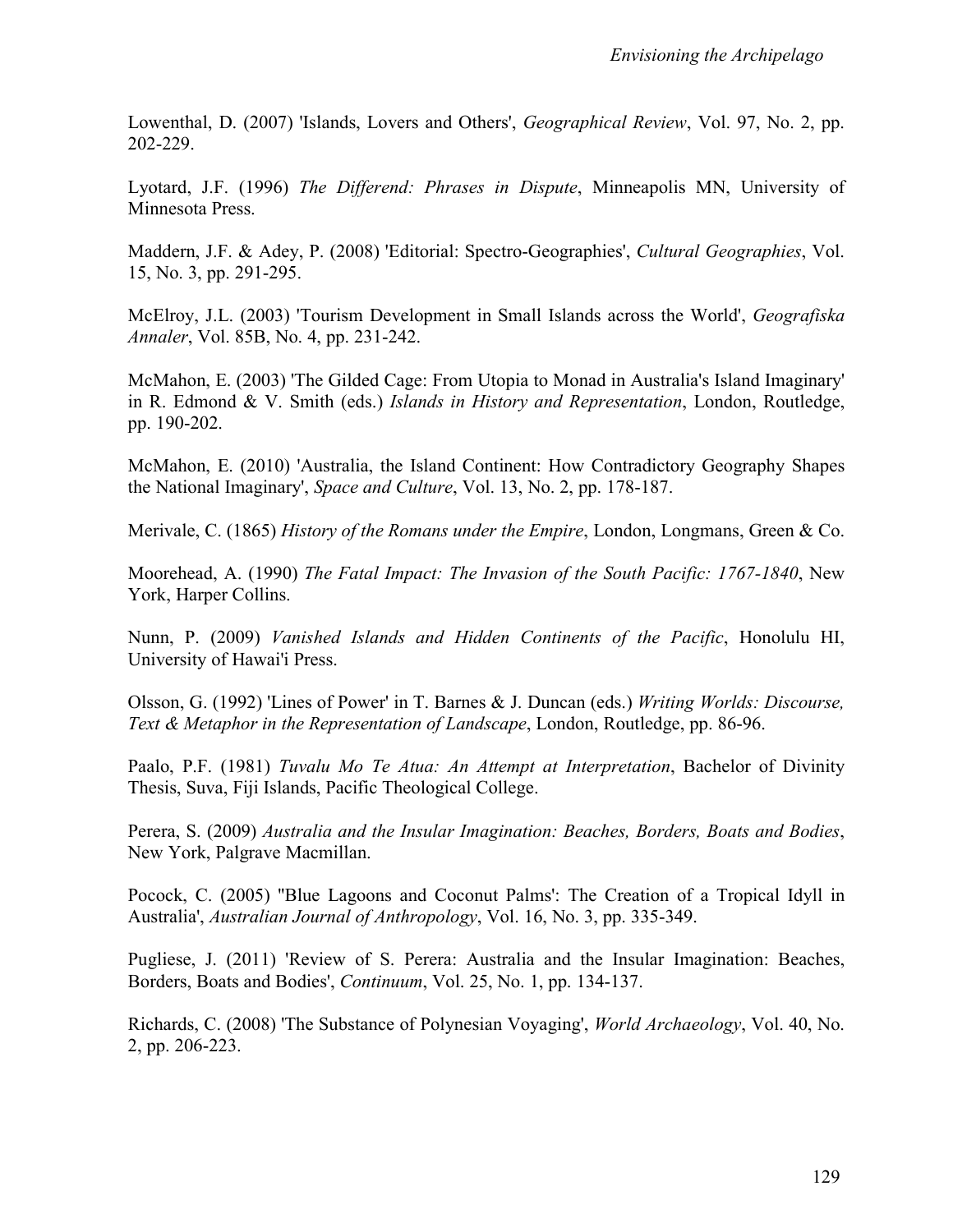Lowenthal, D. (2007) 'Islands, Lovers and Others', *Geographical Review*, Vol. 97, No. 2, pp. 202-229.

Lyotard, J.F. (1996) *The Differend: Phrases in Dispute*, Minneapolis MN, University of Minnesota Press.

Maddern, J.F. & Adey, P. (2008) 'Editorial: Spectro-Geographies', *Cultural Geographies*, Vol. 15, No. 3, pp. 291-295.

McElroy, J.L. (2003) 'Tourism Development in Small Islands across the World', *Geografiska Annaler*, Vol. 85B, No. 4, pp. 231-242.

McMahon, E. (2003) 'The Gilded Cage: From Utopia to Monad in Australia's Island Imaginary' in R. Edmond & V. Smith (eds.) *Islands in History and Representation*, London, Routledge, pp. 190-202.

McMahon, E. (2010) 'Australia, the Island Continent: How Contradictory Geography Shapes the National Imaginary', *Space and Culture*, Vol. 13, No. 2, pp. 178-187.

Merivale, C. (1865) *History of the Romans under the Empire*, London, Longmans, Green & Co.

Moorehead, A. (1990) *The Fatal Impact: The Invasion of the South Pacific: 1767-1840*, New York, Harper Collins.

Nunn, P. (2009) *Vanished Islands and Hidden Continents of the Pacific*, Honolulu HI, University of Hawai'i Press.

Olsson, G. (1992) 'Lines of Power' in T. Barnes & J. Duncan (eds.) *Writing Worlds: Discourse, Text & Metaphor in the Representation of Landscape*, London, Routledge, pp. 86-96.

Paalo, P.F. (1981) *Tuvalu Mo Te Atua: An Attempt at Interpretation*, Bachelor of Divinity Thesis, Suva, Fiji Islands, Pacific Theological College.

Perera, S. (2009) *Australia and the Insular Imagination: Beaches, Borders, Boats and Bodies*, New York, Palgrave Macmillan.

Pocock, C. (2005) ''Blue Lagoons and Coconut Palms': The Creation of a Tropical Idyll in Australia', *Australian Journal of Anthropology*, Vol. 16, No. 3, pp. 335-349.

Pugliese, J. (2011) 'Review of S. Perera: Australia and the Insular Imagination: Beaches, Borders, Boats and Bodies', *Continuum*, Vol. 25, No. 1, pp. 134-137.

Richards, C. (2008) 'The Substance of Polynesian Voyaging', *World Archaeology*, Vol. 40, No. 2, pp. 206-223.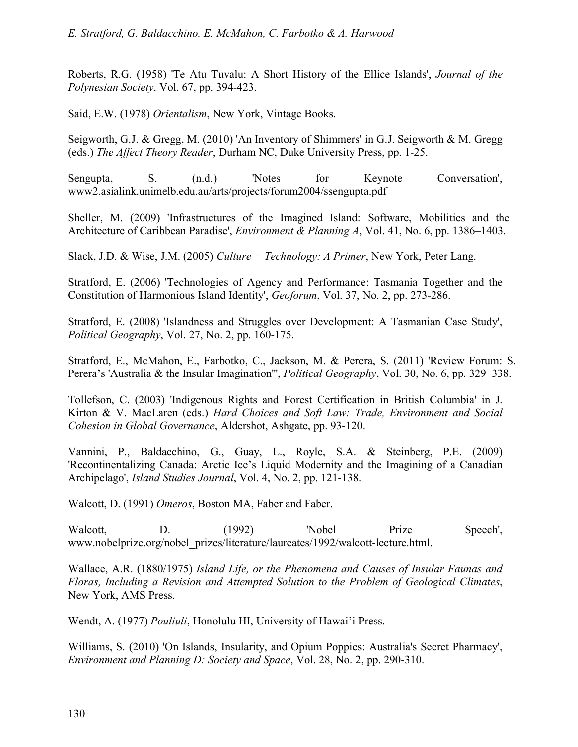Roberts, R.G. (1958) 'Te Atu Tuvalu: A Short History of the Ellice Islands', *Journal of the Polynesian Society*. Vol. 67, pp. 394-423.

Said, E.W. (1978) *Orientalism*, New York, Vintage Books.

Seigworth, G.J. & Gregg, M. (2010) 'An Inventory of Shimmers' in G.J. Seigworth & M. Gregg (eds.) *The Affect Theory Reader*, Durham NC, Duke University Press, pp. 1-25.

Sengupta, S. (n.d.) 'Notes for Keynote Conversation', www2.asialink.unimelb.edu.au/arts/projects/forum2004/ssengupta.pdf

Sheller, M. (2009) 'Infrastructures of the Imagined Island: Software, Mobilities and the Architecture of Caribbean Paradise', *Environment & Planning A*, Vol. 41, No. 6, pp. 1386–1403.

Slack, J.D. & Wise, J.M. (2005) *Culture + Technology: A Primer*, New York, Peter Lang.

Stratford, E. (2006) 'Technologies of Agency and Performance: Tasmania Together and the Constitution of Harmonious Island Identity', *Geoforum*, Vol. 37, No. 2, pp. 273-286.

Stratford, E. (2008) 'Islandness and Struggles over Development: A Tasmanian Case Study', *Political Geography*, Vol. 27, No. 2, pp. 160-175.

Stratford, E., McMahon, E., Farbotko, C., Jackson, M. & Perera, S. (2011) 'Review Forum: S. Perera's 'Australia & the Insular Imagination''', *Political Geography*, Vol. 30, No. 6, pp. 329–338.

Tollefson, C. (2003) 'Indigenous Rights and Forest Certification in British Columbia' in J. Kirton & V. MacLaren (eds.) *Hard Choices and Soft Law: Trade, Environment and Social Cohesion in Global Governance*, Aldershot, Ashgate, pp. 93-120.

Vannini, P., Baldacchino, G., Guay, L., Royle, S.A. & Steinberg, P.E. (2009) 'Recontinentalizing Canada: Arctic Ice's Liquid Modernity and the Imagining of a Canadian Archipelago', *Island Studies Journal*, Vol. 4, No. 2, pp. 121-138.

Walcott, D. (1991) *Omeros*, Boston MA, Faber and Faber.

Walcott, D. (1992) 'Nobel Prize Speech', www.nobelprize.org/nobel_prizes/literature/laureates/1992/walcott-lecture.html.

Wallace, A.R. (1880/1975) *Island Life, or the Phenomena and Causes of Insular Faunas and Floras, Including a Revision and Attempted Solution to the Problem of Geological Climates*, New York, AMS Press.

Wendt, A. (1977) *Pouliuli*, Honolulu HI, University of Hawai'i Press.

Williams, S. (2010) 'On Islands, Insularity, and Opium Poppies: Australia's Secret Pharmacy', *Environment and Planning D: Society and Space*, Vol. 28, No. 2, pp. 290-310.